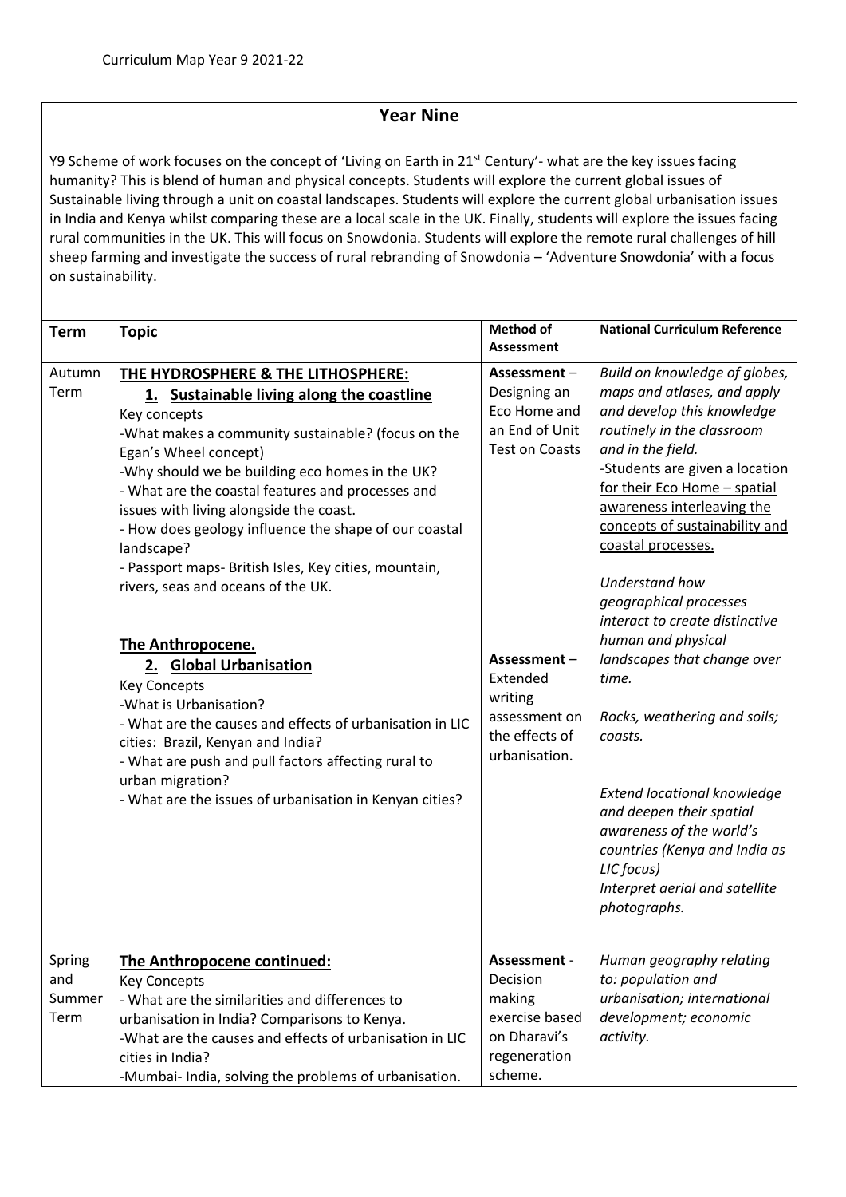Curriculum Map Year 9 2021-22

# Year Nine

Y9 Scheme of work focuses on the concept of 'Living on Earth in 21st Century'- what are the key issues facing humanity? This is blend of human and physical concepts. Students will explore the current global issues of Sustainable living through a unit on coastal landscapes. Students will explore the current global urbanisation issues in India and Kenya whilst comparing these are a local scale in the UK. Finally, students will explore the issues facing rural communities in the UK. This will focus on Snowdonia. Students will explore the remote rural challenges of hill sheep farming and investigate the success of rural rebranding of Snowdonia – 'Adventure Snowdonia' with a focus on sustainability.

| Term | Topic | Method of Assessment | National Curriculum Reference |
|---|---|---|---|
| Autumn Term | **THE HYDROSPHERE & THE LITHOSPHERE:**<br>**1. Sustainable living along the coastline**<br>Key concepts<br>-What makes a community sustainable? (focus on the Egan's Wheel concept)<br>-Why should we be building eco homes in the UK?<br>- What are the coastal features and processes and issues with living alongside the coast.<br>- How does geology influence the shape of our coastal landscape?<br>- Passport maps- British Isles, Key cities, mountain, rivers, seas and oceans of the UK.<br><br>**The Anthropocene.**<br>**2. Global Urbanisation**<br>Key Concepts<br>-What is Urbanisation?<br>- What are the causes and effects of urbanisation in LIC cities: Brazil, Kenyan and India?<br>- What are push and pull factors affecting rural to urban migration?<br>- What are the issues of urbanisation in Kenyan cities? | **Assessment** – Designing an Eco Home and an End of Unit Test on Coasts<br><br>**Assessment** – Extended writing assessment on the effects of urbanisation. | *Build on knowledge of globes, maps and atlases, and apply and develop this knowledge routinely in the classroom and in the field.*<br>-Students are given a location for their Eco Home – spatial awareness interleaving the concepts of sustainability and coastal processes.<br><br>*Understand how geographical processes interact to create distinctive human and physical landscapes that change over time.*<br><br>*Rocks, weathering and soils; coasts.*<br><br>*Extend locational knowledge and deepen their spatial awareness of the world's countries (Kenya and India as LIC focus)*<br>*Interpret aerial and satellite photographs.* |
| Spring and Summer Term | **The Anthropocene continued:**<br>Key Concepts<br>- What are the similarities and differences to urbanisation in India? Comparisons to Kenya.<br>-What are the causes and effects of urbanisation in LIC cities in India?<br>-Mumbai- India, solving the problems of urbanisation. | **Assessment** - Decision making exercise based on Dharavi's regeneration scheme. | *Human geography relating to: population and urbanisation; international development; economic activity.* |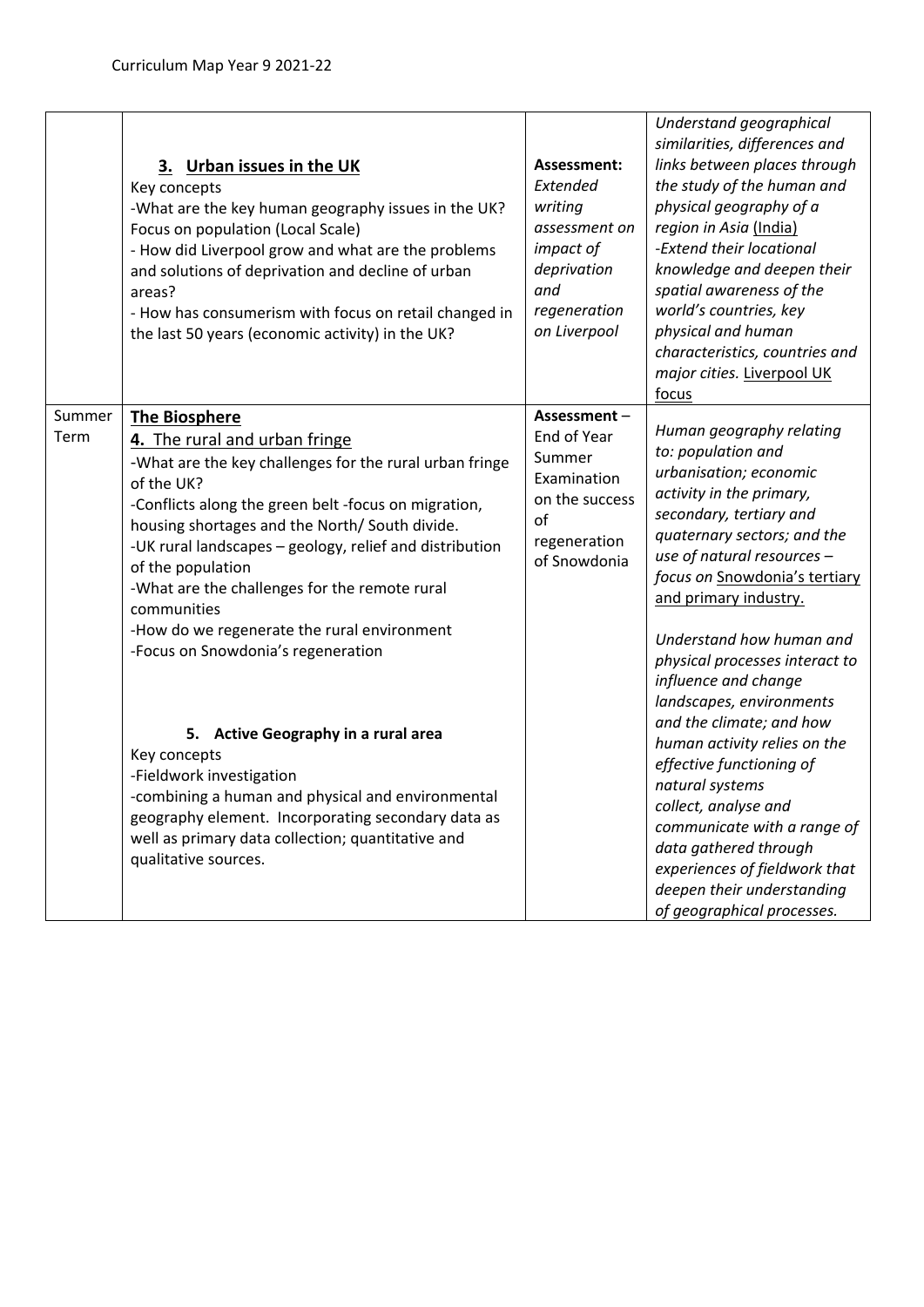Curriculum Map Year 9 2021-22

| | | | |
|---|---|---|---|
| | **3. Urban issues in the UK**<br>Key concepts<br>-What are the key human geography issues in the UK? Focus on population (Local Scale)<br>- How did Liverpool grow and what are the problems and solutions of deprivation and decline of urban areas?<br>- How has consumerism with focus on retail changed in the last 50 years (economic activity) in the UK? | **Assessment:** *Extended writing assessment on impact of deprivation and regeneration on Liverpool* | *Understand geographical similarities, differences and links between places through the study of the human and physical geography of a region in Asia* (India)<br>*-Extend their locational knowledge and deepen their spatial awareness of the world's countries, key physical and human characteristics, countries and major cities.* Liverpool UK focus |
| Summer Term | **The Biosphere**<br>**4.** The rural and urban fringe<br>-What are the key challenges for the rural urban fringe of the UK?<br>-Conflicts along the green belt -focus on migration, housing shortages and the North/ South divide.<br>-UK rural landscapes – geology, relief and distribution of the population<br>-What are the challenges for the remote rural communities<br>-How do we regenerate the rural environment<br>-Focus on Snowdonia's regeneration<br><br>**5. Active Geography in a rural area**<br>Key concepts<br>-Fieldwork investigation<br>-combining a human and physical and environmental geography element. Incorporating secondary data as well as primary data collection; quantitative and qualitative sources. | **Assessment** – End of Year Summer Examination on the success of regeneration of Snowdonia | *Human geography relating to: population and urbanisation; economic activity in the primary, secondary, tertiary and quaternary sectors; and the use of natural resources – focus on* Snowdonia's tertiary and primary industry.<br><br>*Understand how human and physical processes interact to influence and change landscapes, environments and the climate; and how human activity relies on the effective functioning of natural systems collect, analyse and communicate with a range of data gathered through experiences of fieldwork that deepen their understanding of geographical processes.* |